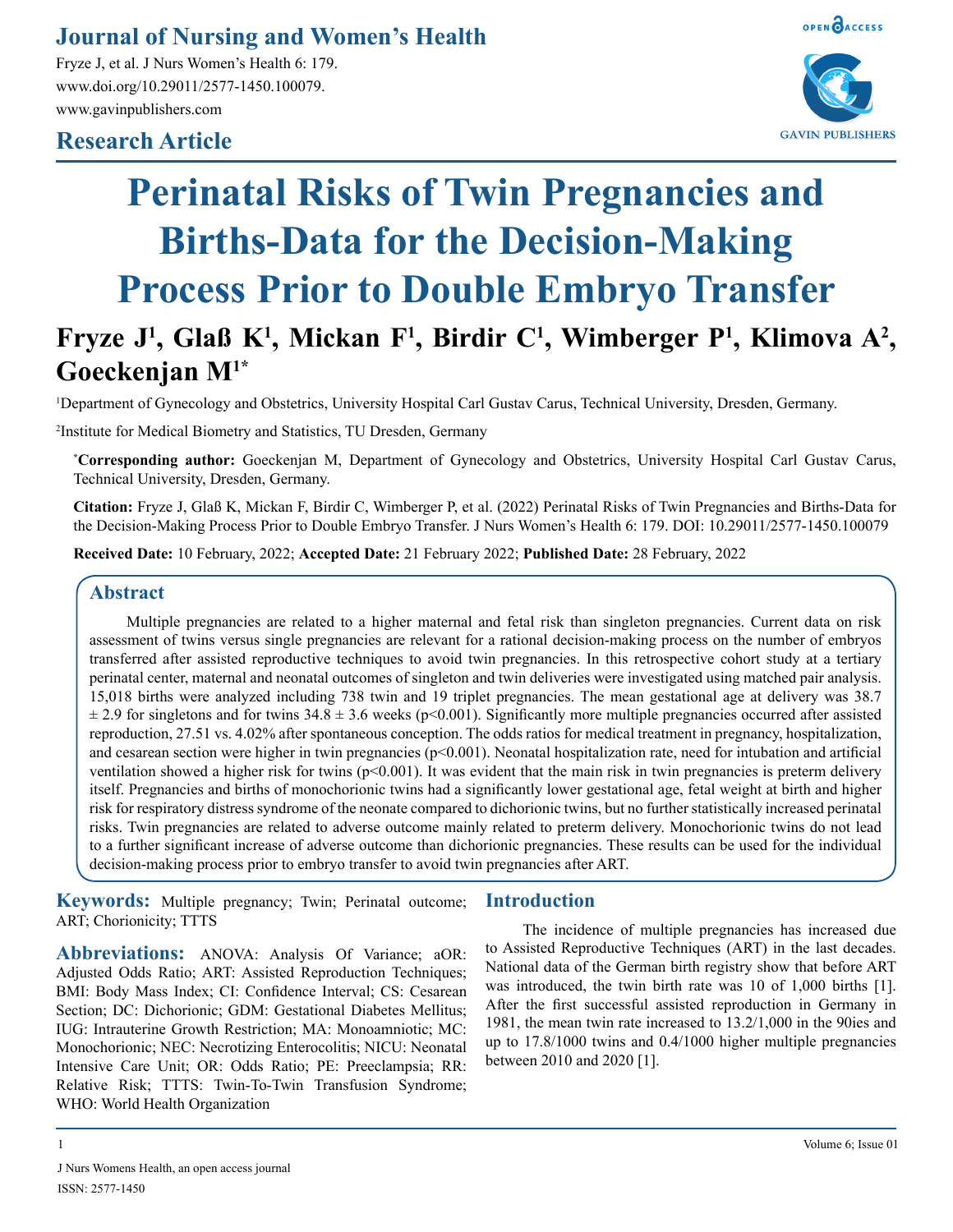# Perinatal Risks of Twin Pregnancies and Births-Data for the Decision-Making Process Prior to Double Embryo Transfer

**Fryze J[1], Glaß K[1], Mickan F[1], Birdir C[1], Wimberger P[1], Klimova A[2], Goeckenjan M[1*]**

[1]Department of Gynecology and Obstetrics, University Hospital Carl Gustav Carus, Technical University, Dresden, Germany.

[2]Institute for Medical Biometry and Statistics, TU Dresden, Germany

[*]**Corresponding author:** Goeckenjan M, Department of Gynecology and Obstetrics, University Hospital Carl Gustav Carus, Technical University, Dresden, Germany.

**Citation:** Fryze J, Glaß K, Mickan F, Birdir C, Wimberger P, et al. (2022) Perinatal Risks of Twin Pregnancies and Births-Data for the Decision-Making Process Prior to Double Embryo Transfer. J Nurs Women's Health 6: 179. DOI: 10.29011/2577-1450.100079

**Received Date:** 10 February, 2022; **Accepted Date:** 21 February 2022; **Published Date:** 28 February, 2022

## Abstract

Multiple pregnancies are related to a higher maternal and fetal risk than singleton pregnancies. Current data on risk assessment of twins versus single pregnancies are relevant for a rational decision-making process on the number of embryos transferred after assisted reproductive techniques to avoid twin pregnancies. In this retrospective cohort study at a tertiary perinatal center, maternal and neonatal outcomes of singleton and twin deliveries were investigated using matched pair analysis. 15,018 births were analyzed including 738 twin and 19 triplet pregnancies. The mean gestational age at delivery was 38.7 ± 2.9 for singletons and for twins 34.8 ± 3.6 weeks ($p<0.001$). Significantly more multiple pregnancies occurred after assisted reproduction, 27.51 vs. 4.02% after spontaneous conception. The odds ratios for medical treatment in pregnancy, hospitalization, and cesarean section were higher in twin pregnancies ($p<0.001$). Neonatal hospitalization rate, need for intubation and artificial ventilation showed a higher risk for twins ($p<0.001$). It was evident that the main risk in twin pregnancies is preterm delivery itself. Pregnancies and births of monochorionic twins had a significantly lower gestational age, fetal weight at birth and higher risk for respiratory distress syndrome of the neonate compared to dichorionic twins, but no further statistically increased perinatal risks. Twin pregnancies are related to adverse outcome mainly related to preterm delivery. Monochorionic twins do not lead to a further significant increase of adverse outcome than dichorionic pregnancies. These results can be used for the individual decision-making process prior to embryo transfer to avoid twin pregnancies after ART.

**Keywords:** Multiple pregnancy; Twin; Perinatal outcome; ART; Chorionicity; TTTS

**Abbreviations:** ANOVA: Analysis Of Variance; aOR: Adjusted Odds Ratio; ART: Assisted Reproduction Techniques; BMI: Body Mass Index; CI: Confidence Interval; CS: Cesarean Section; DC: Dichorionic; GDM: Gestational Diabetes Mellitus; IUG: Intrauterine Growth Restriction; MA: Monoamniotic; MC: Monochorionic; NEC: Necrotizing Enterocolitis; NICU: Neonatal Intensive Care Unit; OR: Odds Ratio; PE: Preeclampsia; RR: Relative Risk; TTTS: Twin-To-Twin Transfusion Syndrome; WHO: World Health Organization

## Introduction

The incidence of multiple pregnancies has increased due to Assisted Reproductive Techniques (ART) in the last decades. National data of the German birth registry show that before ART was introduced, the twin birth rate was 10 of 1,000 births [1]. After the first successful assisted reproduction in Germany in 1981, the mean twin rate increased to 13.2/1,000 in the 90ies and up to 17.8/1000 twins and 0.4/1000 higher multiple pregnancies between 2010 and 2020 [1].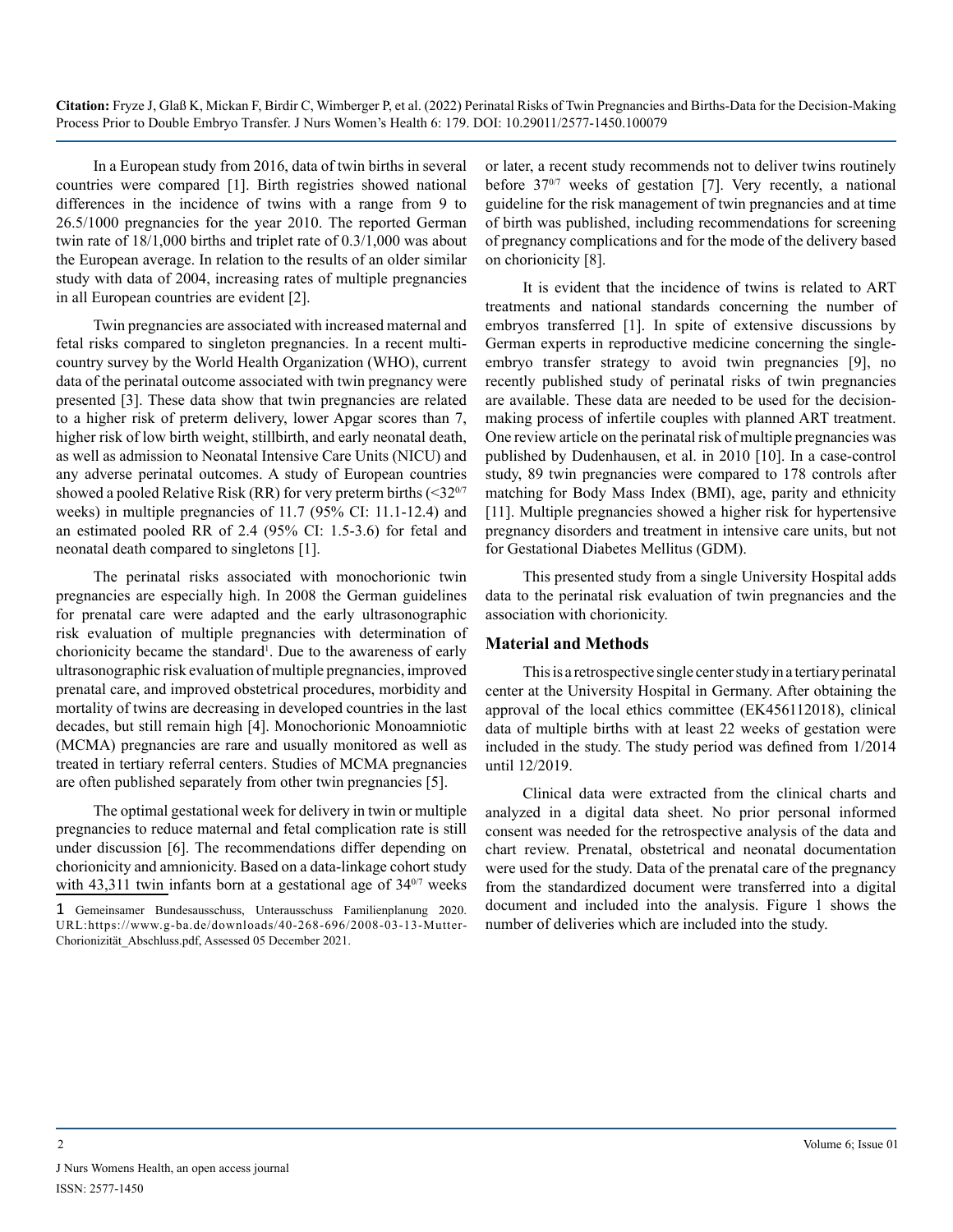In a European study from 2016, data of twin births in several countries were compared [1]. Birth registries showed national differences in the incidence of twins with a range from 9 to 26.5/1000 pregnancies for the year 2010. The reported German twin rate of 18/1,000 births and triplet rate of 0.3/1,000 was about the European average. In relation to the results of an older similar study with data of 2004, increasing rates of multiple pregnancies in all European countries are evident [2].

Twin pregnancies are associated with increased maternal and fetal risks compared to singleton pregnancies. In a recent multi-country survey by the World Health Organization (WHO), current data of the perinatal outcome associated with twin pregnancy were presented [3]. These data show that twin pregnancies are related to a higher risk of preterm delivery, lower Apgar scores than 7, higher risk of low birth weight, stillbirth, and early neonatal death, as well as admission to Neonatal Intensive Care Units (NICU) and any adverse perinatal outcomes. A study of European countries showed a pooled Relative Risk (RR) for very preterm births ($<32^{0/7}$ weeks) in multiple pregnancies of 11.7 (95% CI: 11.1-12.4) and an estimated pooled RR of 2.4 (95% CI: 1.5-3.6) for fetal and neonatal death compared to singletons [1].

The perinatal risks associated with monochorionic twin pregnancies are especially high. In 2008 the German guidelines for prenatal care were adapted and the early ultrasonographic risk evaluation of multiple pregnancies with determination of chorionicity became the standard[1]. Due to the awareness of early ultrasonographic risk evaluation of multiple pregnancies, improved prenatal care, and improved obstetrical procedures, morbidity and mortality of twins are decreasing in developed countries in the last decades, but still remain high [4]. Monochorionic Monoamniotic (MCMA) pregnancies are rare and usually monitored as well as treated in tertiary referral centers. Studies of MCMA pregnancies are often published separately from other twin pregnancies [5].

The optimal gestational week for delivery in twin or multiple pregnancies to reduce maternal and fetal complication rate is still under discussion [6]. The recommendations differ depending on chorionicity and amnionicity. Based on a data-linkage cohort study with 43,311 twin infants born at a gestational age of $34^{0/7}$ weeks or later, a recent study recommends not to deliver twins routinely before $37^{0/7}$ weeks of gestation [7]. Very recently, a national guideline for the risk management of twin pregnancies and at time of birth was published, including recommendations for screening of pregnancy complications and for the mode of the delivery based on chorionicity [8].

It is evident that the incidence of twins is related to ART treatments and national standards concerning the number of embryos transferred [1]. In spite of extensive discussions by German experts in reproductive medicine concerning the single-embryo transfer strategy to avoid twin pregnancies [9], no recently published study of perinatal risks of twin pregnancies are available. These data are needed to be used for the decision-making process of infertile couples with planned ART treatment. One review article on the perinatal risk of multiple pregnancies was published by Dudenhausen, et al. in 2010 [10]. In a case-control study, 89 twin pregnancies were compared to 178 controls after matching for Body Mass Index (BMI), age, parity and ethnicity [11]. Multiple pregnancies showed a higher risk for hypertensive pregnancy disorders and treatment in intensive care units, but not for Gestational Diabetes Mellitus (GDM).

This presented study from a single University Hospital adds data to the perinatal risk evaluation of twin pregnancies and the association with chorionicity.

## Material and Methods

This is a retrospective single center study in a tertiary perinatal center at the University Hospital in Germany. After obtaining the approval of the local ethics committee (EK456112018), clinical data of multiple births with at least 22 weeks of gestation were included in the study. The study period was defined from 1/2014 until 12/2019.

Clinical data were extracted from the clinical charts and analyzed in a digital data sheet. No prior personal informed consent was needed for the retrospective analysis of the data and chart review. Prenatal, obstetrical and neonatal documentation were used for the study. Data of the prenatal care of the pregnancy from the standardized document were transferred into a digital document and included into the analysis. Figure 1 shows the number of deliveries which are included into the study.

[1] Gemeinsamer Bundesausschuss, Unterausschuss Familienplanung 2020. URL:https://www.g-ba.de/downloads/40-268-696/2008-03-13-Mutter-Chorionizität_Abschluss.pdf, Assessed 05 December 2021.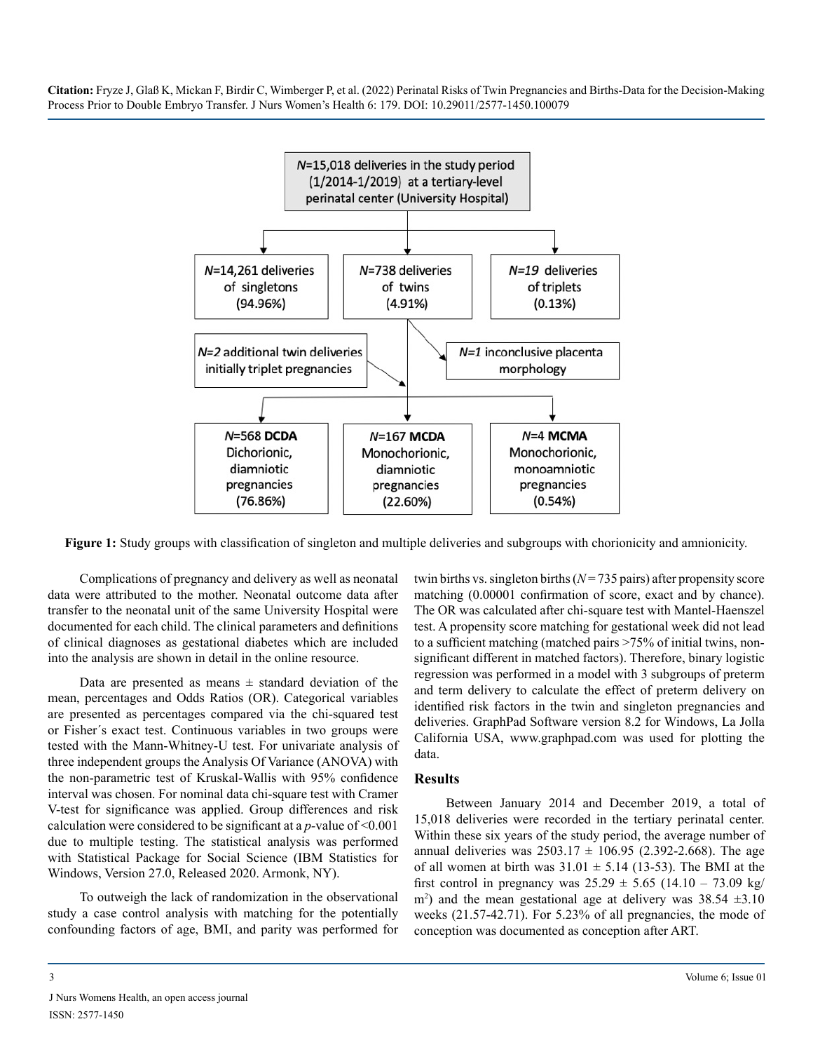N=15,018 deliveries in the study period (1/2014-1/2019) at a tertiary-level perinatal center (University Hospital)

N=14,261 deliveries of singletons (94.96%)

N=738 deliveries of twins (4.91%)

N=19 deliveries of triplets (0.13%)

N=2 additional twin deliveries initially triplet pregnancies

N=1 inconclusive placenta morphology

N=568 **DCDA** Dichorionic, diamniotic pregnancies (76.86%)

N=167 **MCDA** Monochorionic, diamniotic pregnancies (22.60%)

N=4 **MCMA** Monochorionic, monoamniotic pregnancies (0.54%)

**Figure 1:** Study groups with classification of singleton and multiple deliveries and subgroups with chorionicity and amnionicity.

Complications of pregnancy and delivery as well as neonatal data were attributed to the mother. Neonatal outcome data after transfer to the neonatal unit of the same University Hospital were documented for each child. The clinical parameters and definitions of clinical diagnoses as gestational diabetes which are included into the analysis are shown in detail in the online resource.

Data are presented as means ± standard deviation of the mean, percentages and Odds Ratios (OR). Categorical variables are presented as percentages compared via the chi-squared test or Fisher´s exact test. Continuous variables in two groups were tested with the Mann-Whitney-U test. For univariate analysis of three independent groups the Analysis Of Variance (ANOVA) with the non-parametric test of Kruskal-Wallis with 95% confidence interval was chosen. For nominal data chi-square test with Cramer V-test for significance was applied. Group differences and risk calculation were considered to be significant at a *p*-value of <0.001 due to multiple testing. The statistical analysis was performed with Statistical Package for Social Science (IBM Statistics for Windows, Version 27.0, Released 2020. Armonk, NY).

To outweigh the lack of randomization in the observational study a case control analysis with matching for the potentially confounding factors of age, BMI, and parity was performed for twin births vs. singleton births (*N* = 735 pairs) after propensity score matching (0.00001 confirmation of score, exact and by chance). The OR was calculated after chi-square test with Mantel-Haenszel test. A propensity score matching for gestational week did not lead to a sufficient matching (matched pairs >75% of initial twins, non-significant different in matched factors). Therefore, binary logistic regression was performed in a model with 3 subgroups of preterm and term delivery to calculate the effect of preterm delivery on identified risk factors in the twin and singleton pregnancies and deliveries. GraphPad Software version 8.2 for Windows, La Jolla California USA, www.graphpad.com was used for plotting the data.

## Results

Between January 2014 and December 2019, a total of 15,018 deliveries were recorded in the tertiary perinatal center. Within these six years of the study period, the average number of annual deliveries was 2503.17 ± 106.95 (2.392-2.668). The age of all women at birth was 31.01 ± 5.14 (13-53). The BMI at the first control in pregnancy was 25.29 ± 5.65 (14.10 – 73.09 kg/m$^2$) and the mean gestational age at delivery was 38.54 ±3.10 weeks (21.57-42.71). For 5.23% of all pregnancies, the mode of conception was documented as conception after ART.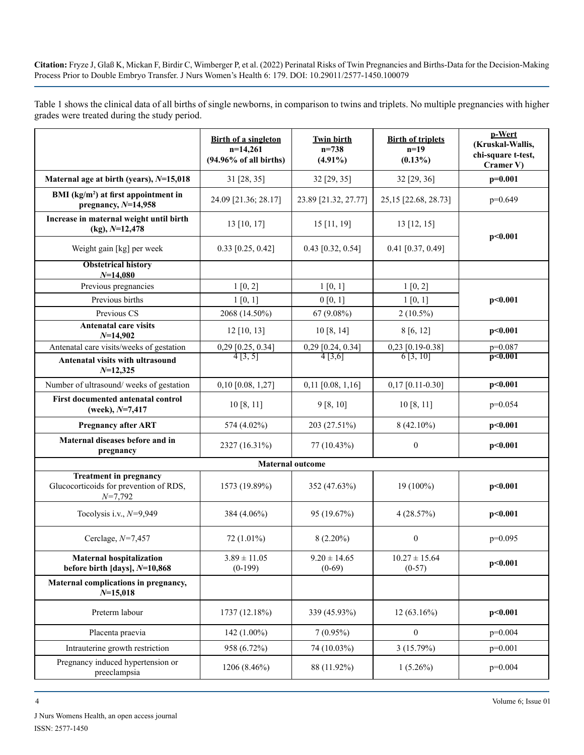Table 1 shows the clinical data of all births of single newborns, in comparison to twins and triplets. No multiple pregnancies with higher grades were treated during the study period.

| | Birth of a singleton n=14,261 (94.96% of all births) | Twin birth n=738 (4.91%) | Birth of triplets n=19 (0.13%) | p-Wert (Kruskal-Wallis, chi-square t-test, Cramer V) |
|---|---|---|---|---|
| **Maternal age at birth (years), *N*=15,018** | 31 [28, 35] | 32 [29, 35] | 32 [29, 36] | **p=0.001** |
| **BMI (kg/m²) at first appointment in pregnancy, *N*=14,958** | 24.09 [21.36; 28.17] | 23.89 [21.32, 27.77] | 25,15 [22.68, 28.73] | p=0.649 |
| **Increase in maternal weight until birth (kg), *N*=12,478** | 13 [10, 17] | 15 [11, 19] | 13 [12, 15] | **p<0.001** |
| Weight gain [kg] per week | 0.33 [0.25, 0.42] | 0.43 [0.32, 0.54] | 0.41 [0.37, 0.49] | |
| **Obstetrical history *N*=14,080** | | | | |
| Previous pregnancies | 1 [0, 2] | 1 [0, 1] | 1 [0, 2] | **p<0.001** |
| Previous births | 1 [0, 1] | 0 [0, 1] | 1 [0, 1] | |
| Previous CS | 2068 (14.50%) | 67 (9.08%) | 2 (10.5%) | |
| **Antenatal care visits *N*=14,902** | 12 [10, 13] | 10 [8, 14] | 8 [6, 12] | **p<0.001** |
| Antenatal care visits/weeks of gestation | 0,29 [0.25, 0.34] | 0,29 [0.24, 0.34] | 0,23 [0.19-0.38] | p=0.087 |
| **Antenatal visits with ultrasound *N*=12,325** | 4 [3, 5] | 4 [3,6] | 6 [3, 10] | **p<0.001** |
| Number of ultrasound/ weeks of gestation | 0,10 [0.08, 1,27] | 0,11 [0.08, 1,16] | 0,17 [0.11-0.30] | **p<0.001** |
| **First documented antenatal control (week), *N*=7,417** | 10 [8, 11] | 9 [8, 10] | 10 [8, 11] | p=0.054 |
| **Pregnancy after ART** | 574 (4.02%) | 203 (27.51%) | 8 (42.10%) | **p<0.001** |
| **Maternal diseases before and in pregnancy** | 2327 (16.31%) | 77 (10.43%) | 0 | **p<0.001** |
| **Maternal outcome** | | | | |
| **Treatment in pregnancy** Glucocorticoids for prevention of RDS, *N*=7,792 | 1573 (19.89%) | 352 (47.63%) | 19 (100%) | **p<0.001** |
| Tocolysis i.v., *N*=9,949 | 384 (4.06%) | 95 (19.67%) | 4 (28.57%) | **p<0.001** |
| Cerclage, *N*=7,457 | 72 (1.01%) | 8 (2.20%) | 0 | p=0.095 |
| **Maternal hospitalization before birth [days], *N*=10,868** | 3.89 ± 11.05 (0-199) | 9.20 ± 14.65 (0-69) | 10.27 ± 15.64 (0-57) | **p<0.001** |
| **Maternal complications in pregnancy, *N*=15,018** | | | | |
| Preterm labour | 1737 (12.18%) | 339 (45.93%) | 12 (63.16%) | **p<0.001** |
| Placenta praevia | 142 (1.00%) | 7 (0.95%) | 0 | p=0.004 |
| Intrauterine growth restriction | 958 (6.72%) | 74 (10.03%) | 3 (15.79%) | p=0.001 |
| Pregnancy induced hypertension or preeclampsia | 1206 (8.46%) | 88 (11.92%) | 1 (5.26%) | p=0.004 |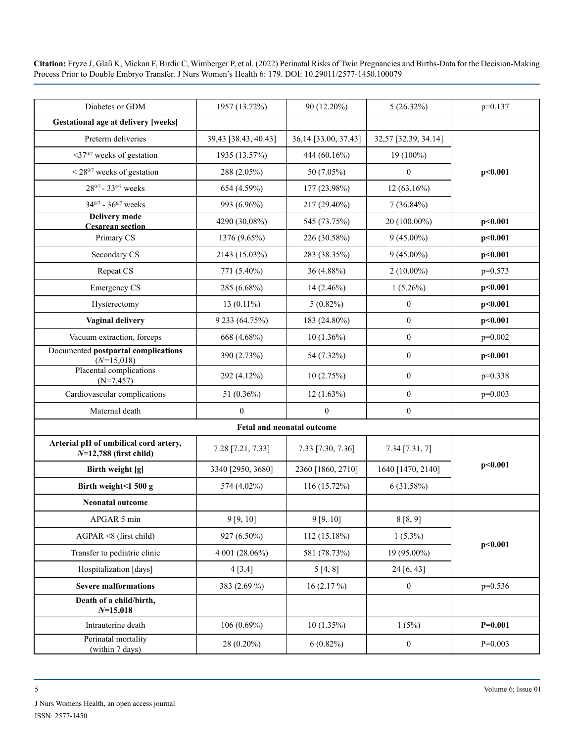| Diabetes or GDM | 1957 (13.72%) | 90 (12.20%) | 5 (26.32%) | p=0.137 |
|---|---|---|---|---|
| **Gestational age at delivery [weeks]** | | | | |
| Preterm deliveries | 39,43 [38.43, 40.43] | 36,14 [33.00, 37.43] | 32,57 [32.39, 34.14] | **p<0.001** |
| <$37^{0/7}$ weeks of gestation | 1935 (13.57%) | 444 (60.16%) | 19 (100%) | |
| < $28^{0/7}$ weeks of gestation | 288 (2.05%) | 50 (7.05%) | 0 | |
| $28^{0/7}$ - $33^{6/7}$ weeks | 654 (4.59%) | 177 (23.98%) | 12 (63.16%) | |
| $34^{0/7}$ - $36^{6/7}$ weeks | 993 (6.96%) | 217 (29.40%) | 7 (36.84%) | |
| **Delivery mode Cesarean section** | 4290 (30,08%) | 545 (73.75%) | 20 (100.00%) | **p<0.001** |
| Primary CS | 1376 (9.65%) | 226 (30.58%) | 9 (45.00%) | **p<0.001** |
| Secondary CS | 2143 (15.03%) | 283 (38.35%) | 9 (45.00%) | **p<0.001** |
| Repeat CS | 771 (5.40%) | 36 (4.88%) | 2 (10.00%) | p=0.573 |
| Emergency CS | 285 (6.68%) | 14 (2.46%) | 1 (5.26%) | **p<0.001** |
| Hysterectomy | 13 (0.11%) | 5 (0.82%) | 0 | **p<0.001** |
| **Vaginal delivery** | 9 233 (64.75%) | 183 (24.80%) | 0 | **p<0.001** |
| Vacuum extraction, forceps | 668 (4.68%) | 10 (1.36%) | 0 | p=0.002 |
| Documented **postpartal complications** (*N*=15,018) | 390 (2.73%) | 54 (7.32%) | 0 | **p<0.001** |
| Placental complications (N=7,457) | 292 (4.12%) | 10 (2.75%) | 0 | p=0.338 |
| Cardiovascular complications | 51 (0.36%) | 12 (1.63%) | 0 | p=0.003 |
| Maternal death | 0 | 0 | 0 | |
| **Fetal and neonatal outcome** | | | | |
| **Arterial pH of umbilical cord artery, *N*=12,788 (first child)** | 7.28 [7.21, 7.33] | 7.33 [7.30, 7.36] | 7.34 [7.31, 7] | **p<0.001** |
| **Birth weight [g]** | 3340 [2950, 3680] | 2360 [1860, 2710] | 1640 [1470, 2140] | |
| **Birth weight<1 500 g** | 574 (4.02%) | 116 (15.72%) | 6 (31.58%) | |
| **Neonatal outcome** | | | | |
| APGAR 5 min | 9 [9, 10] | 9 [9, 10] | 8 [8, 9] | **p<0.001** |
| AGPAR <8 (first child) | 927 (6.50%) | 112 (15.18%) | 1 (5.3%) | |
| Transfer to pediatric clinic | 4 001 (28.06%) | 581 (78.73%) | 19 (95.00%) | |
| Hospitalization [days] | 4 [3,4] | 5 [4, 8] | 24 [6, 43] | |
| **Severe malformations** | 383 (2.69 %) | 16 (2.17 %) | 0 | p=0.536 |
| **Death of a child/birth, *N*=15,018** | | | | |
| Intrauterine death | 106 (0.69%) | 10 (1.35%) | 1 (5%) | **P=0.001** |
| Perinatal mortality (within 7 days) | 28 (0.20%) | 6 (0.82%) | 0 | P=0.003 |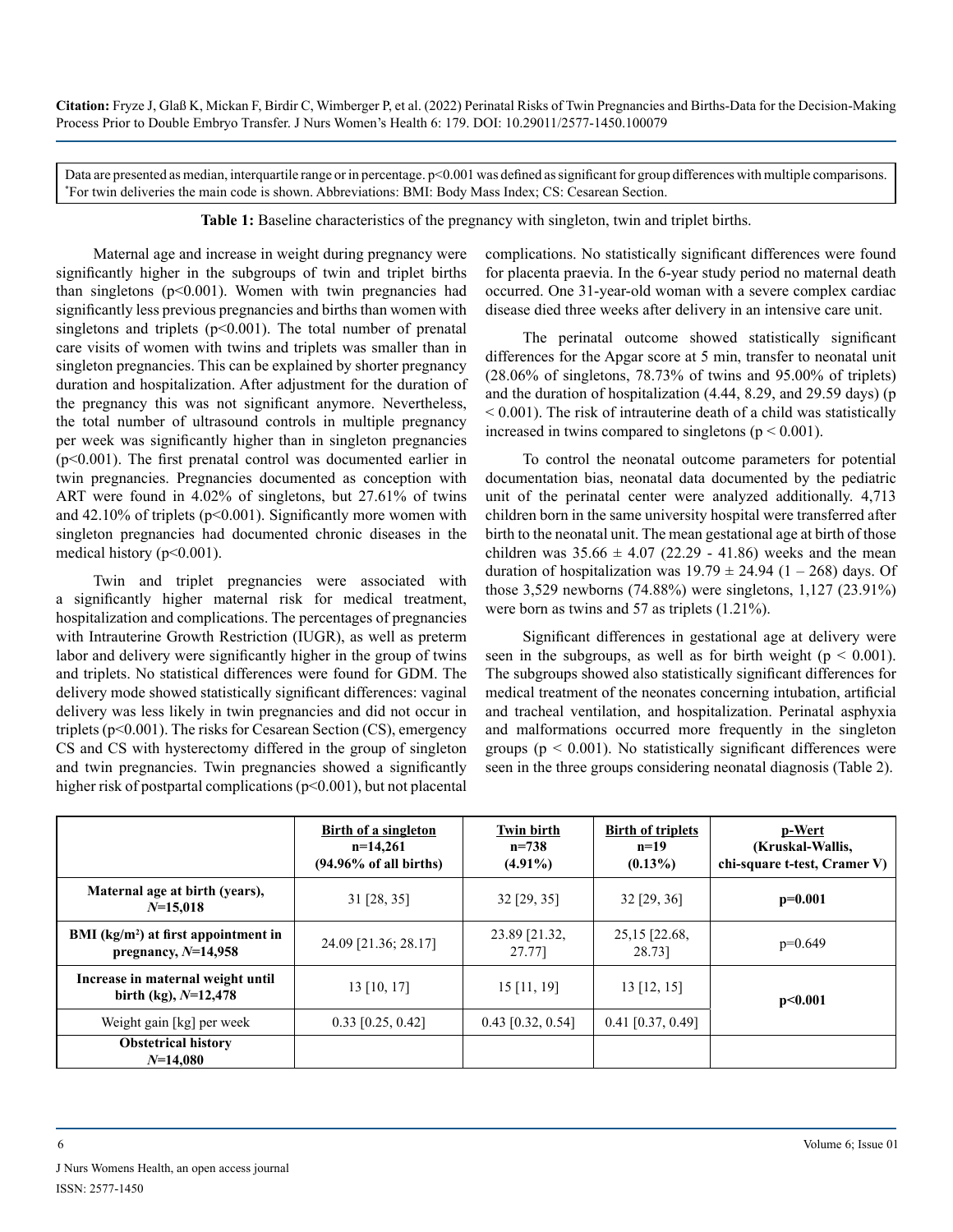Data are presented as median, interquartile range or in percentage. p<0.001 was defined as significant for group differences with multiple comparisons. *For twin deliveries the main code is shown. Abbreviations: BMI: Body Mass Index; CS: Cesarean Section.

**Table 1:** Baseline characteristics of the pregnancy with singleton, twin and triplet births.

Maternal age and increase in weight during pregnancy were significantly higher in the subgroups of twin and triplet births than singletons (p<0.001). Women with twin pregnancies had significantly less previous pregnancies and births than women with singletons and triplets (p<0.001). The total number of prenatal care visits of women with twins and triplets was smaller than in singleton pregnancies. This can be explained by shorter pregnancy duration and hospitalization. After adjustment for the duration of the pregnancy this was not significant anymore. Nevertheless, the total number of ultrasound controls in multiple pregnancy per week was significantly higher than in singleton pregnancies (p<0.001). The first prenatal control was documented earlier in twin pregnancies. Pregnancies documented as conception with ART were found in 4.02% of singletons, but 27.61% of twins and 42.10% of triplets (p<0.001). Significantly more women with singleton pregnancies had documented chronic diseases in the medical history (p<0.001).

Twin and triplet pregnancies were associated with a significantly higher maternal risk for medical treatment, hospitalization and complications. The percentages of pregnancies with Intrauterine Growth Restriction (IUGR), as well as preterm labor and delivery were significantly higher in the group of twins and triplets. No statistical differences were found for GDM. The delivery mode showed statistically significant differences: vaginal delivery was less likely in twin pregnancies and did not occur in triplets (p<0.001). The risks for Cesarean Section (CS), emergency CS and CS with hysterectomy differed in the group of singleton and twin pregnancies. Twin pregnancies showed a significantly higher risk of postpartal complications (p<0.001), but not placental complications. No statistically significant differences were found for placenta praevia. In the 6-year study period no maternal death occurred. One 31-year-old woman with a severe complex cardiac disease died three weeks after delivery in an intensive care unit.

The perinatal outcome showed statistically significant differences for the Apgar score at 5 min, transfer to neonatal unit (28.06% of singletons, 78.73% of twins and 95.00% of triplets) and the duration of hospitalization (4.44, 8.29, and 29.59 days) (p < 0.001). The risk of intrauterine death of a child was statistically increased in twins compared to singletons (p < 0.001).

To control the neonatal outcome parameters for potential documentation bias, neonatal data documented by the pediatric unit of the perinatal center were analyzed additionally. 4,713 children born in the same university hospital were transferred after birth to the neonatal unit. The mean gestational age at birth of those children was 35.66 ± 4.07 (22.29 - 41.86) weeks and the mean duration of hospitalization was 19.79 ± 24.94 (1 – 268) days. Of those 3,529 newborns (74.88%) were singletons, 1,127 (23.91%) were born as twins and 57 as triplets (1.21%).

Significant differences in gestational age at delivery were seen in the subgroups, as well as for birth weight (p < 0.001). The subgroups showed also statistically significant differences for medical treatment of the neonates concerning intubation, artificial and tracheal ventilation, and hospitalization. Perinatal asphyxia and malformations occurred more frequently in the singleton groups (p < 0.001). No statistically significant differences were seen in the three groups considering neonatal diagnosis (Table 2).

| | Birth of a singleton n=14,261 (94.96% of all births) | Twin birth n=738 (4.91%) | Birth of triplets n=19 (0.13%) | p-Wert (Kruskal-Wallis, chi-square t-test, Cramer V) |
|---|---|---|---|---|
| **Maternal age at birth (years), *N*=15,018** | 31 [28, 35] | 32 [29, 35] | 32 [29, 36] | **p=0.001** |
| **BMI (kg/m²) at first appointment in pregnancy, *N*=14,958** | 24.09 [21.36; 28.17] | 23.89 [21.32, 27.77] | 25,15 [22.68, 28.73] | p=0.649 |
| **Increase in maternal weight until birth (kg), *N*=12,478** | 13 [10, 17] | 15 [11, 19] | 13 [12, 15] | **p<0.001** |
| Weight gain [kg] per week | 0.33 [0.25, 0.42] | 0.43 [0.32, 0.54] | 0.41 [0.37, 0.49] | |
| **Obstetrical history *N*=14,080** | | | | |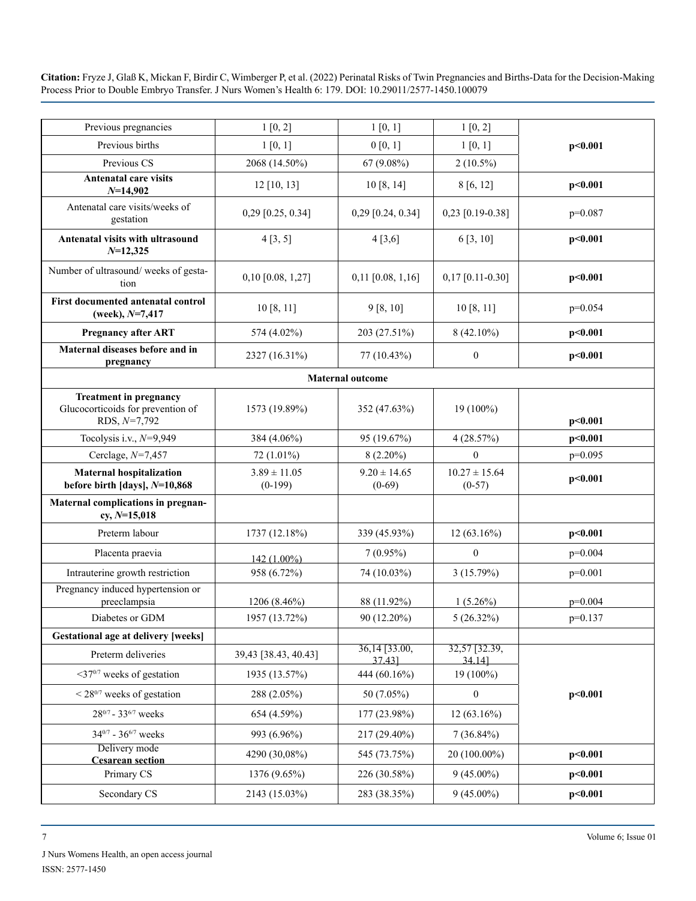| Previous pregnancies | 1 [0, 2] | 1 [0, 1] | 1 [0, 2] | |
|---|---|---|---|---|
| Previous births | 1 [0, 1] | 0 [0, 1] | 1 [0, 1] | **p<0.001** |
| Previous CS | 2068 (14.50%) | 67 (9.08%) | 2 (10.5%) | |
| **Antenatal care visits *N*=14,902** | 12 [10, 13] | 10 [8, 14] | 8 [6, 12] | **p<0.001** |
| Antenatal care visits/weeks of gestation | 0,29 [0.25, 0.34] | 0,29 [0.24, 0.34] | 0,23 [0.19-0.38] | p=0.087 |
| **Antenatal visits with ultrasound *N*=12,325** | 4 [3, 5] | 4 [3,6] | 6 [3, 10] | **p<0.001** |
| Number of ultrasound/ weeks of gestation | 0,10 [0.08, 1,27] | 0,11 [0.08, 1,16] | 0,17 [0.11-0.30] | **p<0.001** |
| **First documented antenatal control (week), *N*=7,417** | 10 [8, 11] | 9 [8, 10] | 10 [8, 11] | p=0.054 |
| **Pregnancy after ART** | 574 (4.02%) | 203 (27.51%) | 8 (42.10%) | **p<0.001** |
| **Maternal diseases before and in pregnancy** | 2327 (16.31%) | 77 (10.43%) | 0 | **p<0.001** |
| **Maternal outcome** | | | | |
| **Treatment in pregnancy** Glucocorticoids for prevention of RDS, *N*=7,792 | 1573 (19.89%) | 352 (47.63%) | 19 (100%) | **p<0.001** |
| Tocolysis i.v., *N*=9,949 | 384 (4.06%) | 95 (19.67%) | 4 (28.57%) | **p<0.001** |
| Cerclage, *N*=7,457 | 72 (1.01%) | 8 (2.20%) | 0 | p=0.095 |
| **Maternal hospitalization before birth [days], *N*=10,868** | 3.89 ± 11.05 (0-199) | 9.20 ± 14.65 (0-69) | 10.27 ± 15.64 (0-57) | **p<0.001** |
| **Maternal complications in pregnancy, *N*=15,018** | | | | |
| Preterm labour | 1737 (12.18%) | 339 (45.93%) | 12 (63.16%) | **p<0.001** |
| Placenta praevia | 142 (1.00%) | 7 (0.95%) | 0 | p=0.004 |
| Intrauterine growth restriction | 958 (6.72%) | 74 (10.03%) | 3 (15.79%) | p=0.001 |
| Pregnancy induced hypertension or preeclampsia | 1206 (8.46%) | 88 (11.92%) | 1 (5.26%) | p=0.004 |
| Diabetes or GDM | 1957 (13.72%) | 90 (12.20%) | 5 (26.32%) | p=0.137 |
| **Gestational age at delivery [weeks]** | | | | |
| Preterm deliveries | 39,43 [38.43, 40.43] | 36,14 [33.00, 37.43] | 32,57 [32.39, 34.14] | |
| $<37^{0/7}$ weeks of gestation | 1935 (13.57%) | 444 (60.16%) | 19 (100%) | |
| $< 28^{0/7}$ weeks of gestation | 288 (2.05%) | 50 (7.05%) | 0 | **p<0.001** |
| $28^{0/7}$ - $33^{6/7}$ weeks | 654 (4.59%) | 177 (23.98%) | 12 (63.16%) | |
| $34^{0/7}$ - $36^{6/7}$ weeks | 993 (6.96%) | 217 (29.40%) | 7 (36.84%) | |
| Delivery mode **Cesarean section** | 4290 (30,08%) | 545 (73.75%) | 20 (100.00%) | **p<0.001** |
| Primary CS | 1376 (9.65%) | 226 (30.58%) | 9 (45.00%) | **p<0.001** |
| Secondary CS | 2143 (15.03%) | 283 (38.35%) | 9 (45.00%) | **p<0.001** |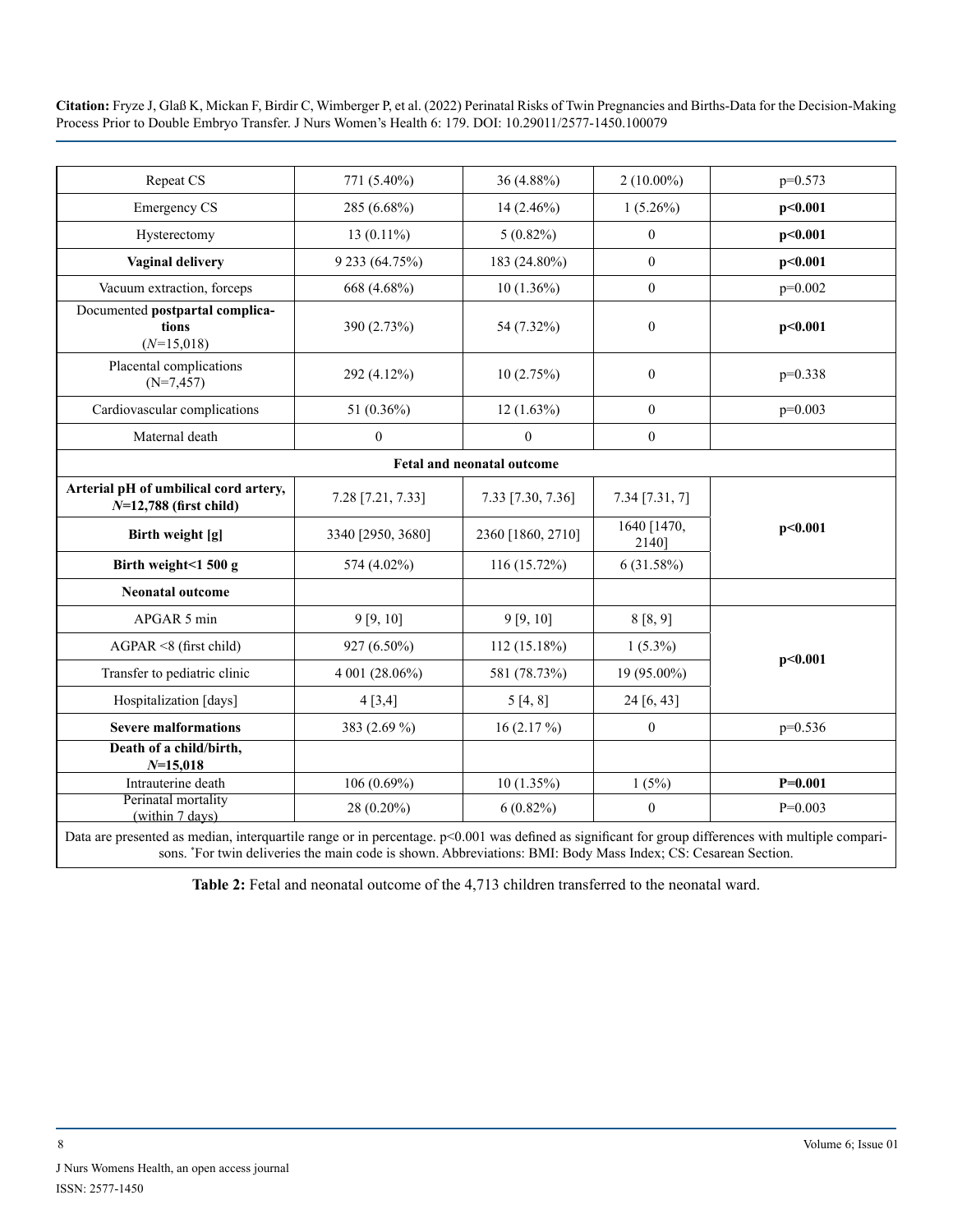| Repeat CS | 771 (5.40%) | 36 (4.88%) | 2 (10.00%) | p=0.573 |
|---|---|---|---|---|
| Emergency CS | 285 (6.68%) | 14 (2.46%) | 1 (5.26%) | **p<0.001** |
| Hysterectomy | 13 (0.11%) | 5 (0.82%) | 0 | **p<0.001** |
| **Vaginal delivery** | 9 233 (64.75%) | 183 (24.80%) | 0 | **p<0.001** |
| Vacuum extraction, forceps | 668 (4.68%) | 10 (1.36%) | 0 | p=0.002 |
| Documented **postpartal complications** (*N*=15,018) | 390 (2.73%) | 54 (7.32%) | 0 | **p<0.001** |
| Placental complications (N=7,457) | 292 (4.12%) | 10 (2.75%) | 0 | p=0.338 |
| Cardiovascular complications | 51 (0.36%) | 12 (1.63%) | 0 | p=0.003 |
| Maternal death | 0 | 0 | 0 | |
| **Fetal and neonatal outcome** | | | | |
| **Arterial pH of umbilical cord artery, *N*=12,788 (first child)** | 7.28 [7.21, 7.33] | 7.33 [7.30, 7.36] | 7.34 [7.31, 7] | **p<0.001** |
| **Birth weight [g]** | 3340 [2950, 3680] | 2360 [1860, 2710] | 1640 [1470, 2140] | |
| **Birth weight<1 500 g** | 574 (4.02%) | 116 (15.72%) | 6 (31.58%) | |
| **Neonatal outcome** | | | | |
| APGAR 5 min | 9 [9, 10] | 9 [9, 10] | 8 [8, 9] | **p<0.001** |
| AGPAR <8 (first child) | 927 (6.50%) | 112 (15.18%) | 1 (5.3%) | |
| Transfer to pediatric clinic | 4 001 (28.06%) | 581 (78.73%) | 19 (95.00%) | |
| Hospitalization [days] | 4 [3,4] | 5 [4, 8] | 24 [6, 43] | |
| **Severe malformations** | 383 (2.69 %) | 16 (2.17 %) | 0 | p=0.536 |
| **Death of a child/birth, *N*=15,018** | | | | |
| Intrauterine death | 106 (0.69%) | 10 (1.35%) | 1 (5%) | **P=0.001** |
| Perinatal mortality (within 7 days) | 28 (0.20%) | 6 (0.82%) | 0 | P=0.003 |

Data are presented as median, interquartile range or in percentage. p<0.001 was defined as significant for group differences with multiple comparisons. *For twin deliveries the main code is shown. Abbreviations: BMI: Body Mass Index; CS: Cesarean Section.

**Table 2:** Fetal and neonatal outcome of the 4,713 children transferred to the neonatal ward.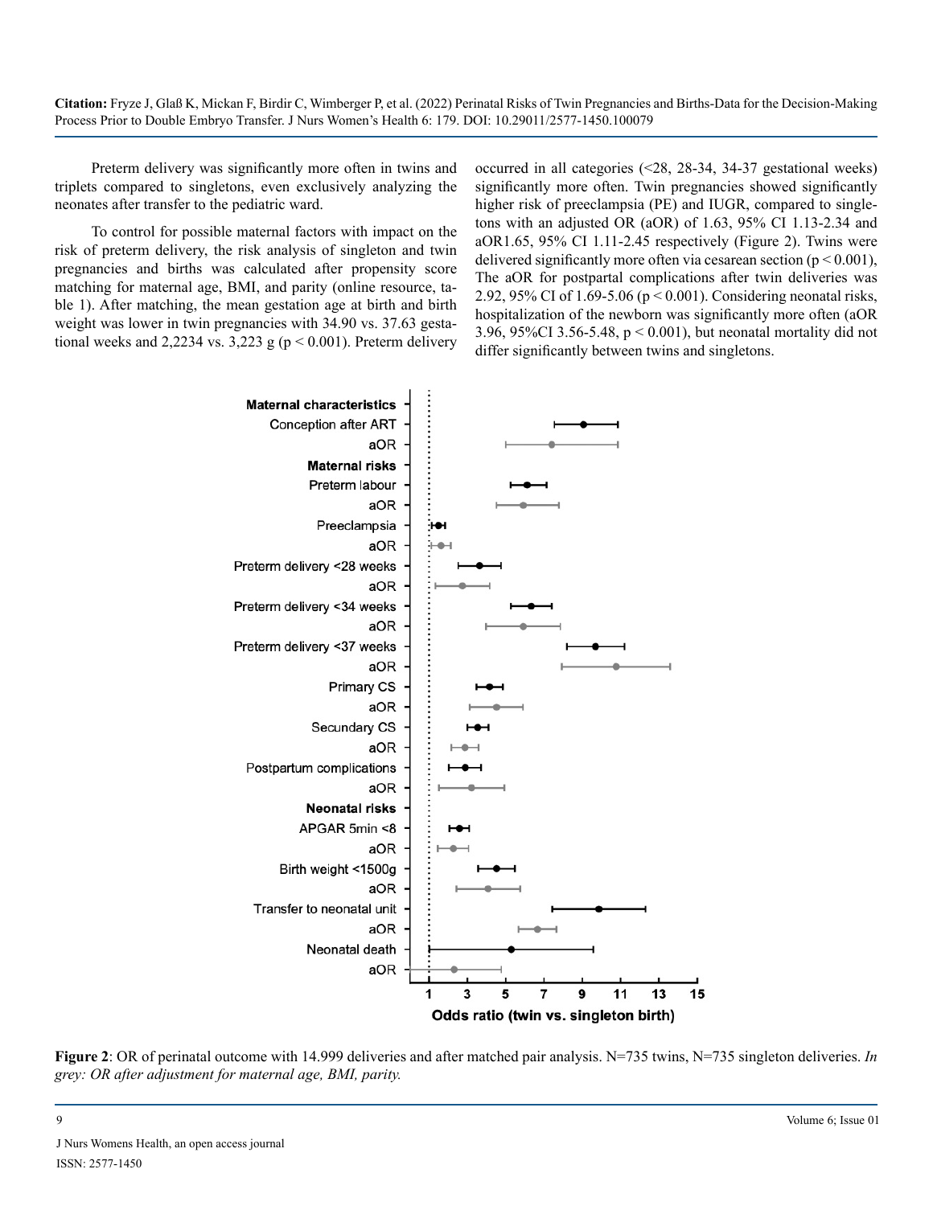Preterm delivery was significantly more often in twins and triplets compared to singletons, even exclusively analyzing the neonates after transfer to the pediatric ward.

To control for possible maternal factors with impact on the risk of preterm delivery, the risk analysis of singleton and twin pregnancies and births was calculated after propensity score matching for maternal age, BMI, and parity (online resource, table 1). After matching, the mean gestation age at birth and birth weight was lower in twin pregnancies with 34.90 vs. 37.63 gestational weeks and 2,2234 vs. 3,223 g ($p < 0.001$). Preterm delivery occurred in all categories (<28, 28-34, 34-37 gestational weeks) significantly more often. Twin pregnancies showed significantly higher risk of preeclampsia (PE) and IUGR, compared to singletons with an adjusted OR (aOR) of 1.63, 95% CI 1.13-2.34 and aOR1.65, 95% CI 1.11-2.45 respectively (Figure 2). Twins were delivered significantly more often via cesarean section ($p < 0.001$), The aOR for postpartal complications after twin deliveries was 2.92, 95% CI of 1.69-5.06 ($p < 0.001$). Considering neonatal risks, hospitalization of the newborn was significantly more often (aOR 3.96, 95%CI 3.56-5.48, $p < 0.001$), but neonatal mortality did not differ significantly between twins and singletons.

**Figure 2**: OR of perinatal outcome with 14.999 deliveries and after matched pair analysis. N=735 twins, N=735 singleton deliveries. *In grey: OR after adjustment for maternal age, BMI, parity.*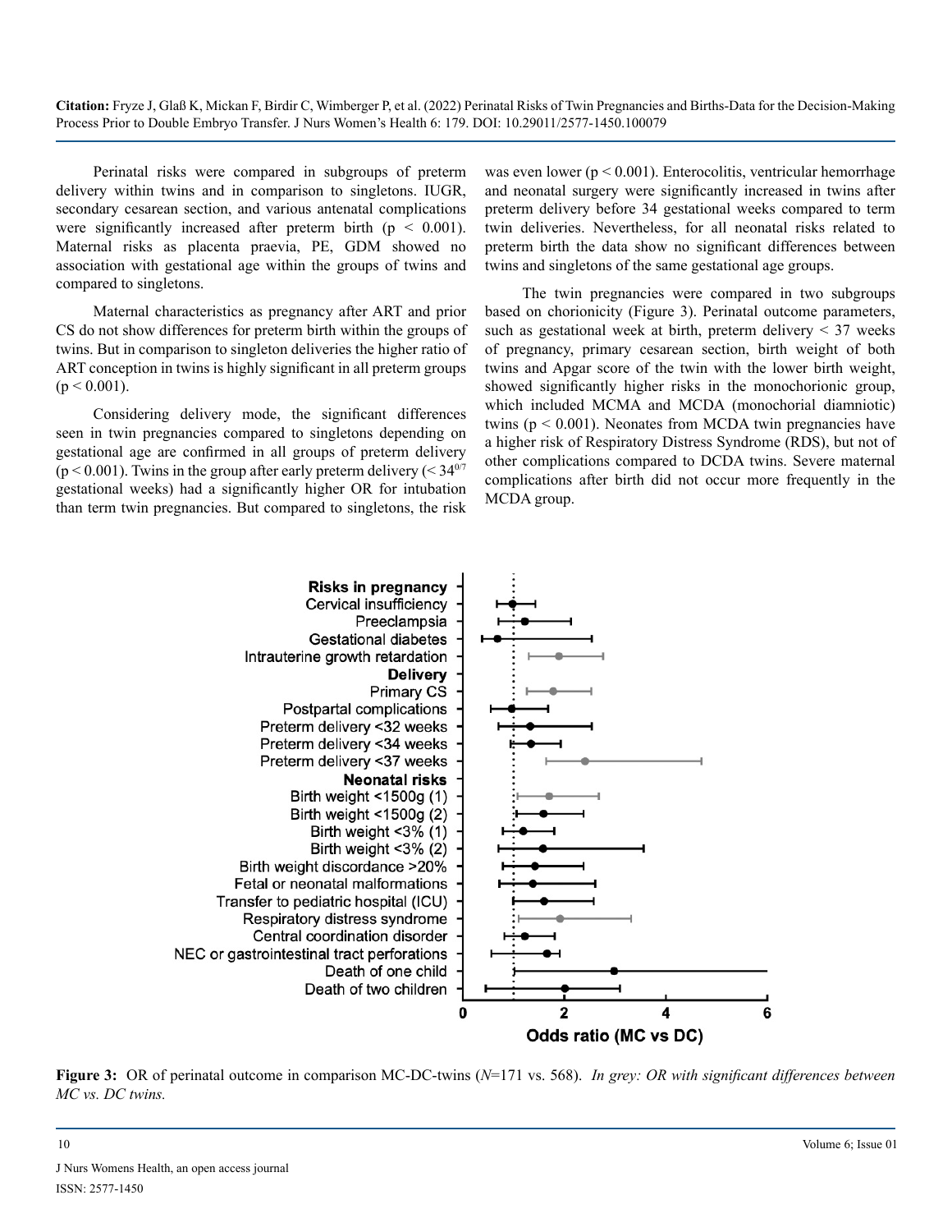Perinatal risks were compared in subgroups of preterm delivery within twins and in comparison to singletons. IUGR, secondary cesarean section, and various antenatal complications were significantly increased after preterm birth ($p < 0.001$). Maternal risks as placenta praevia, PE, GDM showed no association with gestational age within the groups of twins and compared to singletons.

Maternal characteristics as pregnancy after ART and prior CS do not show differences for preterm birth within the groups of twins. But in comparison to singleton deliveries the higher ratio of ART conception in twins is highly significant in all preterm groups ($p < 0.001$).

Considering delivery mode, the significant differences seen in twin pregnancies compared to singletons depending on gestational age are confirmed in all groups of preterm delivery ($p < 0.001$). Twins in the group after early preterm delivery (< $34^{0/7}$ gestational weeks) had a significantly higher OR for intubation than term twin pregnancies. But compared to singletons, the risk was even lower ($p < 0.001$). Enterocolitis, ventricular hemorrhage and neonatal surgery were significantly increased in twins after preterm delivery before 34 gestational weeks compared to term twin deliveries. Nevertheless, for all neonatal risks related to preterm birth the data show no significant differences between twins and singletons of the same gestational age groups.

The twin pregnancies were compared in two subgroups based on chorionicity (Figure 3). Perinatal outcome parameters, such as gestational week at birth, preterm delivery < 37 weeks of pregnancy, primary cesarean section, birth weight of both twins and Apgar score of the twin with the lower birth weight, showed significantly higher risks in the monochorionic group, which included MCMA and MCDA (monochorial diamniotic) twins ($p < 0.001$). Neonates from MCDA twin pregnancies have a higher risk of Respiratory Distress Syndrome (RDS), but not of other complications compared to DCDA twins. Severe maternal complications after birth did not occur more frequently in the MCDA group.

**Figure 3:** OR of perinatal outcome in comparison MC-DC-twins ($N$=171 vs. 568). *In grey: OR with significant differences between MC vs. DC twins.*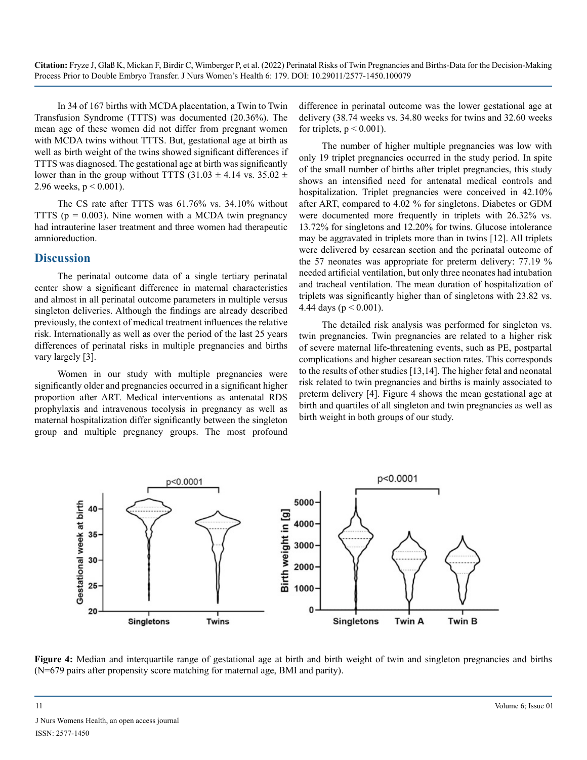In 34 of 167 births with MCDA placentation, a Twin to Twin Transfusion Syndrome (TTTS) was documented (20.36%). The mean age of these women did not differ from pregnant women with MCDA twins without TTTS. But, gestational age at birth as well as birth weight of the twins showed significant differences if TTTS was diagnosed. The gestational age at birth was significantly lower than in the group without TTTS ($31.03 \pm 4.14$ vs. $35.02 \pm 2.96$ weeks, $p < 0.001$).

The CS rate after TTTS was 61.76% vs. 34.10% without TTTS ($p = 0.003$). Nine women with a MCDA twin pregnancy had intrauterine laser treatment and three women had therapeutic amnioreduction.

## Discussion

The perinatal outcome data of a single tertiary perinatal center show a significant difference in maternal characteristics and almost in all perinatal outcome parameters in multiple versus singleton deliveries. Although the findings are already described previously, the context of medical treatment influences the relative risk. Internationally as well as over the period of the last 25 years differences of perinatal risks in multiple pregnancies and births vary largely [3].

Women in our study with multiple pregnancies were significantly older and pregnancies occurred in a significant higher proportion after ART. Medical interventions as antenatal RDS prophylaxis and intravenous tocolysis in pregnancy as well as maternal hospitalization differ significantly between the singleton group and multiple pregnancy groups. The most profound difference in perinatal outcome was the lower gestational age at delivery (38.74 weeks vs. 34.80 weeks for twins and 32.60 weeks for triplets, $p < 0.001$).

The number of higher multiple pregnancies was low with only 19 triplet pregnancies occurred in the study period. In spite of the small number of births after triplet pregnancies, this study shows an intensified need for antenatal medical controls and hospitalization. Triplet pregnancies were conceived in 42.10% after ART, compared to 4.02 % for singletons. Diabetes or GDM were documented more frequently in triplets with 26.32% vs. 13.72% for singletons and 12.20% for twins. Glucose intolerance may be aggravated in triplets more than in twins [12]. All triplets were delivered by cesarean section and the perinatal outcome of the 57 neonates was appropriate for preterm delivery: 77.19 % needed artificial ventilation, but only three neonates had intubation and tracheal ventilation. The mean duration of hospitalization of triplets was significantly higher than of singletons with 23.82 vs. 4.44 days ($p < 0.001$).

The detailed risk analysis was performed for singleton vs. twin pregnancies. Twin pregnancies are related to a higher risk of severe maternal life-threatening events, such as PE, postpartal complications and higher cesarean section rates. This corresponds to the results of other studies [13,14]. The higher fetal and neonatal risk related to twin pregnancies and births is mainly associated to preterm delivery [4]. Figure 4 shows the mean gestational age at birth and quartiles of all singleton and twin pregnancies as well as birth weight in both groups of our study.

**Figure 4:** Median and interquartile range of gestational age at birth and birth weight of twin and singleton pregnancies and births (N=679 pairs after propensity score matching for maternal age, BMI and parity).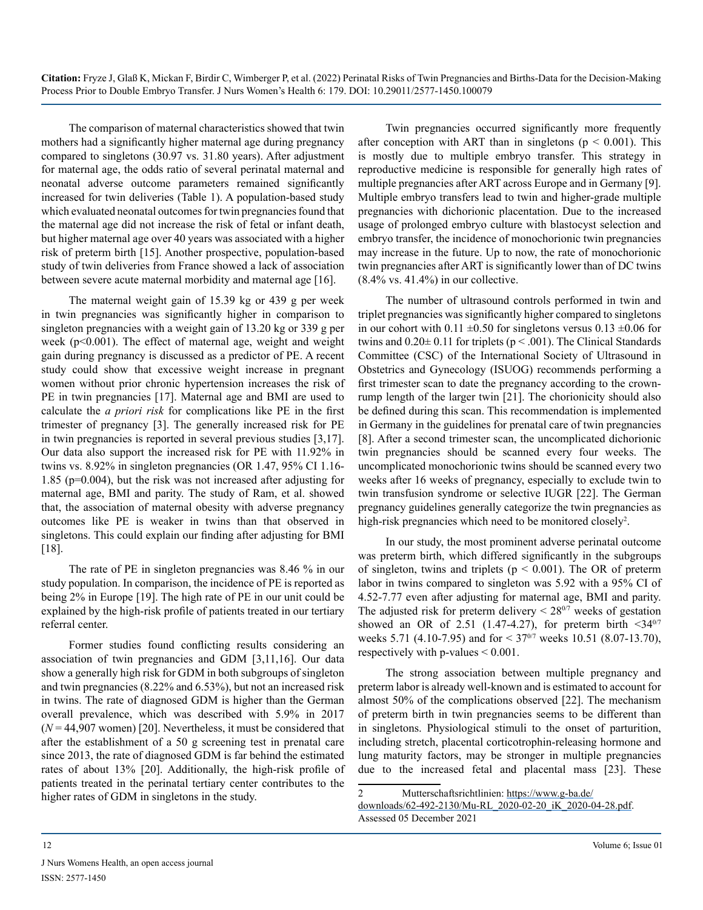The comparison of maternal characteristics showed that twin mothers had a significantly higher maternal age during pregnancy compared to singletons (30.97 vs. 31.80 years). After adjustment for maternal age, the odds ratio of several perinatal maternal and neonatal adverse outcome parameters remained significantly increased for twin deliveries (Table 1). A population-based study which evaluated neonatal outcomes for twin pregnancies found that the maternal age did not increase the risk of fetal or infant death, but higher maternal age over 40 years was associated with a higher risk of preterm birth [15]. Another prospective, population-based study of twin deliveries from France showed a lack of association between severe acute maternal morbidity and maternal age [16].

The maternal weight gain of 15.39 kg or 439 g per week in twin pregnancies was significantly higher in comparison to singleton pregnancies with a weight gain of 13.20 kg or 339 g per week ($p<0.001$). The effect of maternal age, weight and weight gain during pregnancy is discussed as a predictor of PE. A recent study could show that excessive weight increase in pregnant women without prior chronic hypertension increases the risk of PE in twin pregnancies [17]. Maternal age and BMI are used to calculate the *a priori risk* for complications like PE in the first trimester of pregnancy [3]. The generally increased risk for PE in twin pregnancies is reported in several previous studies [3,17]. Our data also support the increased risk for PE with 11.92% in twins vs. 8.92% in singleton pregnancies (OR 1.47, 95% CI 1.16-1.85 ($p=0.004$), but the risk was not increased after adjusting for maternal age, BMI and parity. The study of Ram, et al. showed that, the association of maternal obesity with adverse pregnancy outcomes like PE is weaker in twins than that observed in singletons. This could explain our finding after adjusting for BMI [18].

The rate of PE in singleton pregnancies was 8.46 % in our study population. In comparison, the incidence of PE is reported as being 2% in Europe [19]. The high rate of PE in our unit could be explained by the high-risk profile of patients treated in our tertiary referral center.

Former studies found conflicting results considering an association of twin pregnancies and GDM [3,11,16]. Our data show a generally high risk for GDM in both subgroups of singleton and twin pregnancies (8.22% and 6.53%), but not an increased risk in twins. The rate of diagnosed GDM is higher than the German overall prevalence, which was described with 5.9% in 2017 ($N = 44{,}907$ women) [20]. Nevertheless, it must be considered that after the establishment of a 50 g screening test in prenatal care since 2013, the rate of diagnosed GDM is far behind the estimated rates of about 13% [20]. Additionally, the high-risk profile of patients treated in the perinatal tertiary center contributes to the higher rates of GDM in singletons in the study.

Twin pregnancies occurred significantly more frequently after conception with ART than in singletons ($p < 0.001$). This is mostly due to multiple embryo transfer. This strategy in reproductive medicine is responsible for generally high rates of multiple pregnancies after ART across Europe and in Germany [9]. Multiple embryo transfers lead to twin and higher-grade multiple pregnancies with dichorionic placentation. Due to the increased usage of prolonged embryo culture with blastocyst selection and embryo transfer, the incidence of monochorionic twin pregnancies may increase in the future. Up to now, the rate of monochorionic twin pregnancies after ART is significantly lower than of DC twins (8.4% vs. 41.4%) in our collective.

The number of ultrasound controls performed in twin and triplet pregnancies was significantly higher compared to singletons in our cohort with 0.11 ±0.50 for singletons versus 0.13 ±0.06 for twins and 0.20± 0.11 for triplets ($p < .001$). The Clinical Standards Committee (CSC) of the International Society of Ultrasound in Obstetrics and Gynecology (ISUOG) recommends performing a first trimester scan to date the pregnancy according to the crown-rump length of the larger twin [21]. The chorionicity should also be defined during this scan. This recommendation is implemented in Germany in the guidelines for prenatal care of twin pregnancies [8]. After a second trimester scan, the uncomplicated dichorionic twin pregnancies should be scanned every four weeks. The uncomplicated monochorionic twins should be scanned every two weeks after 16 weeks of pregnancy, especially to exclude twin to twin transfusion syndrome or selective IUGR [22]. The German pregnancy guidelines generally categorize the twin pregnancies as high-risk pregnancies which need to be monitored closely[2].

In our study, the most prominent adverse perinatal outcome was preterm birth, which differed significantly in the subgroups of singleton, twins and triplets ($p < 0.001$). The OR of preterm labor in twins compared to singleton was 5.92 with a 95% CI of 4.52-7.77 even after adjusting for maternal age, BMI and parity. The adjusted risk for preterm delivery $< 28^{0/7}$ weeks of gestation showed an OR of 2.51 (1.47-4.27), for preterm birth $<34^{0/7}$ weeks 5.71 (4.10-7.95) and for $< 37^{0/7}$ weeks 10.51 (8.07-13.70), respectively with p-values $< 0.001$.

The strong association between multiple pregnancy and preterm labor is already well-known and is estimated to account for almost 50% of the complications observed [22]. The mechanism of preterm birth in twin pregnancies seems to be different than in singletons. Physiological stimuli to the onset of parturition, including stretch, placental corticotrophin-releasing hormone and lung maturity factors, may be stronger in multiple pregnancies due to the increased fetal and placental mass [23]. These

2 Mutterschaftsrichtlinien: https://www.g-ba.de/downloads/62-492-2130/Mu-RL_2020-02-20_iK_2020-04-28.pdf. Assessed 05 December 2021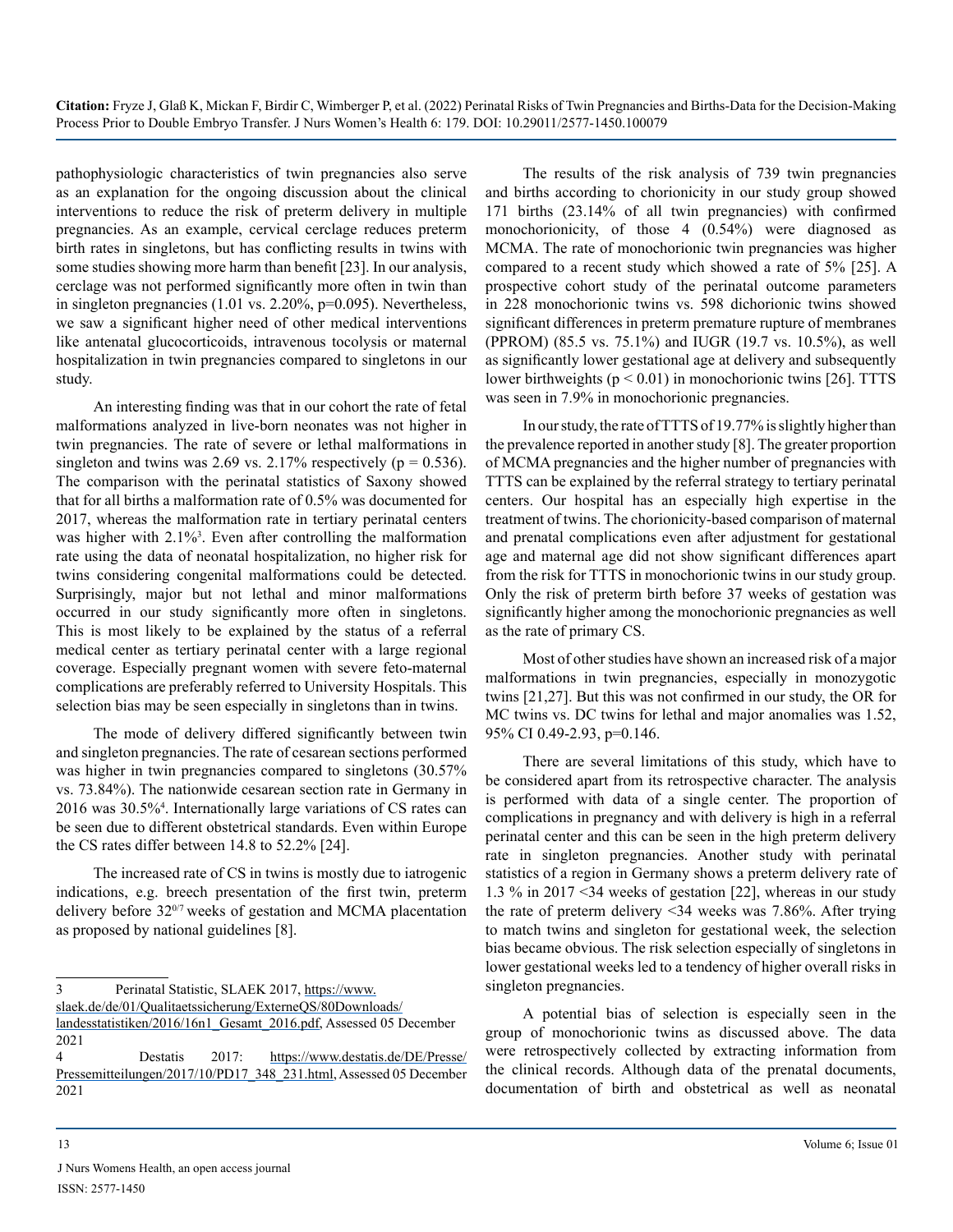pathophysiologic characteristics of twin pregnancies also serve as an explanation for the ongoing discussion about the clinical interventions to reduce the risk of preterm delivery in multiple pregnancies. As an example, cervical cerclage reduces preterm birth rates in singletons, but has conflicting results in twins with some studies showing more harm than benefit [23]. In our analysis, cerclage was not performed significantly more often in twin than in singleton pregnancies (1.01 vs. 2.20%, p=0.095). Nevertheless, we saw a significant higher need of other medical interventions like antenatal glucocorticoids, intravenous tocolysis or maternal hospitalization in twin pregnancies compared to singletons in our study.

An interesting finding was that in our cohort the rate of fetal malformations analyzed in live-born neonates was not higher in twin pregnancies. The rate of severe or lethal malformations in singleton and twins was 2.69 vs. 2.17% respectively (p = 0.536). The comparison with the perinatal statistics of Saxony showed that for all births a malformation rate of 0.5% was documented for 2017, whereas the malformation rate in tertiary perinatal centers was higher with 2.1%[3]. Even after controlling the malformation rate using the data of neonatal hospitalization, no higher risk for twins considering congenital malformations could be detected. Surprisingly, major but not lethal and minor malformations occurred in our study significantly more often in singletons. This is most likely to be explained by the status of a referral medical center as tertiary perinatal center with a large regional coverage. Especially pregnant women with severe feto-maternal complications are preferably referred to University Hospitals. This selection bias may be seen especially in singletons than in twins.

The mode of delivery differed significantly between twin and singleton pregnancies. The rate of cesarean sections performed was higher in twin pregnancies compared to singletons (30.57% vs. 73.84%). The nationwide cesarean section rate in Germany in 2016 was 30.5%[4]. Internationally large variations of CS rates can be seen due to different obstetrical standards. Even within Europe the CS rates differ between 14.8 to 52.2% [24].

The increased rate of CS in twins is mostly due to iatrogenic indications, e.g. breech presentation of the first twin, preterm delivery before $32^{0/7}$ weeks of gestation and MCMA placentation as proposed by national guidelines [8].

The results of the risk analysis of 739 twin pregnancies and births according to chorionicity in our study group showed 171 births (23.14% of all twin pregnancies) with confirmed monochorionicity, of those 4 (0.54%) were diagnosed as MCMA. The rate of monochorionic twin pregnancies was higher compared to a recent study which showed a rate of 5% [25]. A prospective cohort study of the perinatal outcome parameters in 228 monochorionic twins vs. 598 dichorionic twins showed significant differences in preterm premature rupture of membranes (PPROM) (85.5 vs. 75.1%) and IUGR (19.7 vs. 10.5%), as well as significantly lower gestational age at delivery and subsequently lower birthweights (p < 0.01) in monochorionic twins [26]. TTTS was seen in 7.9% in monochorionic pregnancies.

In our study, the rate of TTTS of 19.77% is slightly higher than the prevalence reported in another study [8]. The greater proportion of MCMA pregnancies and the higher number of pregnancies with TTTS can be explained by the referral strategy to tertiary perinatal centers. Our hospital has an especially high expertise in the treatment of twins. The chorionicity-based comparison of maternal and prenatal complications even after adjustment for gestational age and maternal age did not show significant differences apart from the risk for TTTS in monochorionic twins in our study group. Only the risk of preterm birth before 37 weeks of gestation was significantly higher among the monochorionic pregnancies as well as the rate of primary CS.

Most of other studies have shown an increased risk of a major malformations in twin pregnancies, especially in monozygotic twins [21,27]. But this was not confirmed in our study, the OR for MC twins vs. DC twins for lethal and major anomalies was 1.52, 95% CI 0.49-2.93, p=0.146.

There are several limitations of this study, which have to be considered apart from its retrospective character. The analysis is performed with data of a single center. The proportion of complications in pregnancy and with delivery is high in a referral perinatal center and this can be seen in the high preterm delivery rate in singleton pregnancies. Another study with perinatal statistics of a region in Germany shows a preterm delivery rate of 1.3 % in 2017 <34 weeks of gestation [22], whereas in our study the rate of preterm delivery <34 weeks was 7.86%. After trying to match twins and singleton for gestational week, the selection bias became obvious. The risk selection especially of singletons in lower gestational weeks led to a tendency of higher overall risks in singleton pregnancies.

A potential bias of selection is especially seen in the group of monochorionic twins as discussed above. The data were retrospectively collected by extracting information from the clinical records. Although data of the prenatal documents, documentation of birth and obstetrical as well as neonatal

---

3 Perinatal Statistic, SLAEK 2017, https://www.slaek.de/de/01/Qualitaetssicherung/ExterneQS/80Downloads/landesstatistiken/2016/16n1_Gesamt_2016.pdf, Assessed 05 December 2021

4 Destatis 2017: https://www.destatis.de/DE/Presse/Pressemitteilungen/2017/10/PD17_348_231.html, Assessed 05 December 2021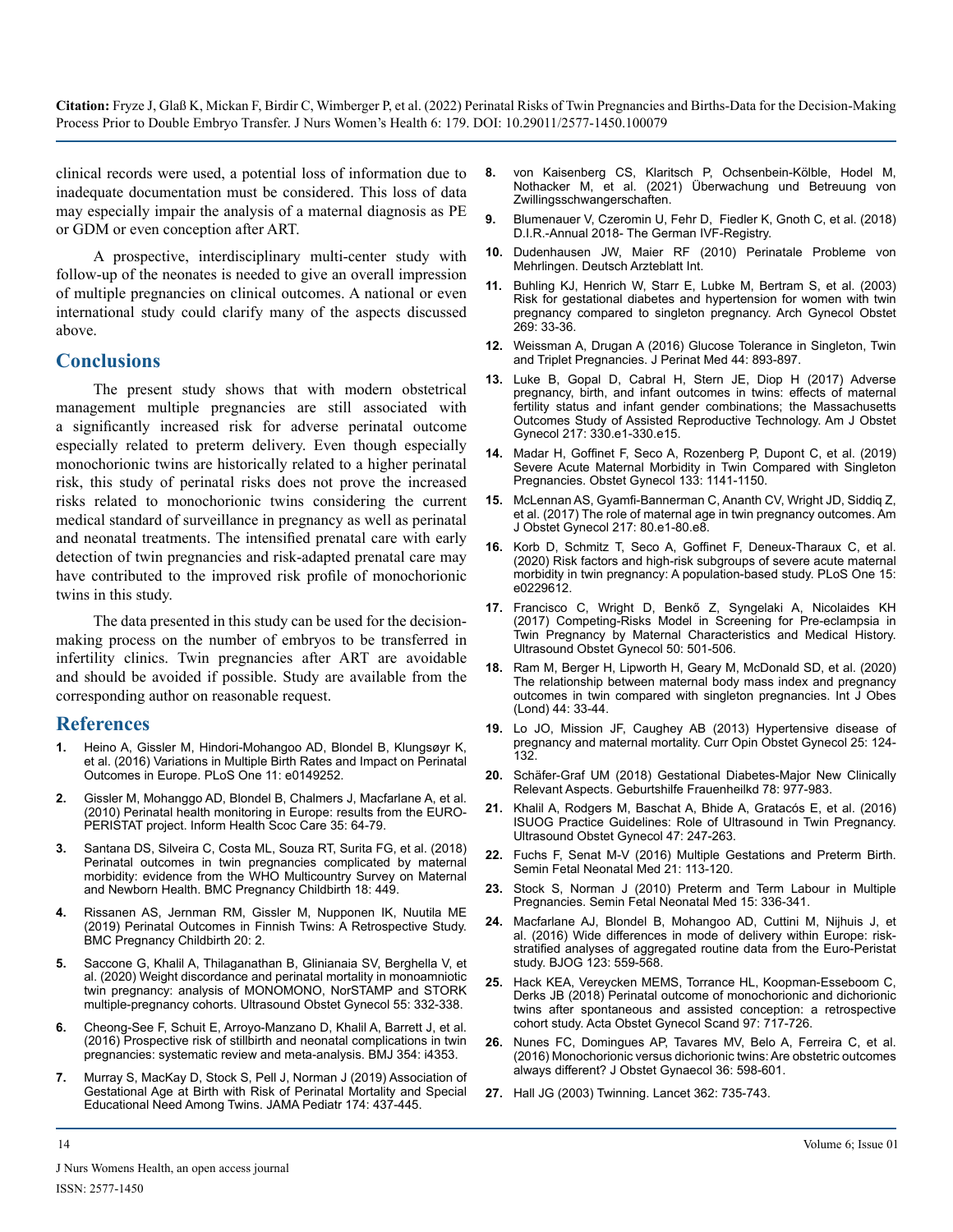clinical records were used, a potential loss of information due to inadequate documentation must be considered. This loss of data may especially impair the analysis of a maternal diagnosis as PE or GDM or even conception after ART.

A prospective, interdisciplinary multi-center study with follow-up of the neonates is needed to give an overall impression of multiple pregnancies on clinical outcomes. A national or even international study could clarify many of the aspects discussed above.

## Conclusions

The present study shows that with modern obstetrical management multiple pregnancies are still associated with a significantly increased risk for adverse perinatal outcome especially related to preterm delivery. Even though especially monochorionic twins are historically related to a higher perinatal risk, this study of perinatal risks does not prove the increased risks related to monochorionic twins considering the current medical standard of surveillance in pregnancy as well as perinatal and neonatal treatments. The intensified prenatal care with early detection of twin pregnancies and risk-adapted prenatal care may have contributed to the improved risk profile of monochorionic twins in this study.

The data presented in this study can be used for the decision-making process on the number of embryos to be transferred in infertility clinics. Twin pregnancies after ART are avoidable and should be avoided if possible. Study are available from the corresponding author on reasonable request.

## References

1. Heino A, Gissler M, Hindori-Mohangoo AD, Blondel B, Klungsøyr K, et al. (2016) Variations in Multiple Birth Rates and Impact on Perinatal Outcomes in Europe. PLoS One 11: e0149252.
2. Gissler M, Mohanggo AD, Blondel B, Chalmers J, Macfarlane A, et al. (2010) Perinatal health monitoring in Europe: results from the EURO-PERISTAT project. Inform Health Scoc Care 35: 64-79.
3. Santana DS, Silveira C, Costa ML, Souza RT, Surita FG, et al. (2018) Perinatal outcomes in twin pregnancies complicated by maternal morbidity: evidence from the WHO Multicountry Survey on Maternal and Newborn Health. BMC Pregnancy Childbirth 18: 449.
4. Rissanen AS, Jernman RM, Gissler M, Nupponen IK, Nuutila ME (2019) Perinatal Outcomes in Finnish Twins: A Retrospective Study. BMC Pregnancy Childbirth 20: 2.
5. Saccone G, Khalil A, Thilaganathan B, Glinianaia SV, Berghella V, et al. (2020) Weight discordance and perinatal mortality in monoamniotic twin pregnancy: analysis of MONOMONO, NorSTAMP and STORK multiple-pregnancy cohorts. Ultrasound Obstet Gynecol 55: 332-338.
6. Cheong-See F, Schuit E, Arroyo-Manzano D, Khalil A, Barrett J, et al. (2016) Prospective risk of stillbirth and neonatal complications in twin pregnancies: systematic review and meta-analysis. BMJ 354: i4353.
7. Murray S, MacKay D, Stock S, Pell J, Norman J (2019) Association of Gestational Age at Birth with Risk of Perinatal Mortality and Special Educational Need Among Twins. JAMA Pediatr 174: 437-445.
8. von Kaisenberg CS, Klaritsch P, Ochsenbein-Kölble, Hodel M, Nothacker M, et al. (2021) Überwachung und Betreuung von Zwillingsschwangerschaften.
9. Blumenauer V, Czeromin U, Fehr D, Fiedler K, Gnoth C, et al. (2018) D.I.R.-Annual 2018- The German IVF-Registry.
10. Dudenhausen JW, Maier RF (2010) Perinatale Probleme von Mehrlingen. Deutsch Arzteblatt Int.
11. Buhling KJ, Henrich W, Starr E, Lubke M, Bertram S, et al. (2003) Risk for gestational diabetes and hypertension for women with twin pregnancy compared to singleton pregnancy. Arch Gynecol Obstet 269: 33-36.
12. Weissman A, Drugan A (2016) Glucose Tolerance in Singleton, Twin and Triplet Pregnancies. J Perinat Med 44: 893-897.
13. Luke B, Gopal D, Cabral H, Stern JE, Diop H (2017) Adverse pregnancy, birth, and infant outcomes in twins: effects of maternal fertility status and infant gender combinations; the Massachusetts Outcomes Study of Assisted Reproductive Technology. Am J Obstet Gynecol 217: 330.e1-330.e15.
14. Madar H, Goffinet F, Seco A, Rozenberg P, Dupont C, et al. (2019) Severe Acute Maternal Morbidity in Twin Compared with Singleton Pregnancies. Obstet Gynecol 133: 1141-1150.
15. McLennan AS, Gyamfi-Bannerman C, Ananth CV, Wright JD, Siddiq Z, et al. (2017) The role of maternal age in twin pregnancy outcomes. Am J Obstet Gynecol 217: 80.e1-80.e8.
16. Korb D, Schmitz T, Seco A, Goffinet F, Deneux-Tharaux C, et al. (2020) Risk factors and high-risk subgroups of severe acute maternal morbidity in twin pregnancy: A population-based study. PLoS One 15: e0229612.
17. Francisco C, Wright D, Benkő Z, Syngelaki A, Nicolaides KH (2017) Competing-Risks Model in Screening for Pre-eclampsia in Twin Pregnancy by Maternal Characteristics and Medical History. Ultrasound Obstet Gynecol 50: 501-506.
18. Ram M, Berger H, Lipworth H, Geary M, McDonald SD, et al. (2020) The relationship between maternal body mass index and pregnancy outcomes in twin compared with singleton pregnancies. Int J Obes (Lond) 44: 33-44.
19. Lo JO, Mission JF, Caughey AB (2013) Hypertensive disease of pregnancy and maternal mortality. Curr Opin Obstet Gynecol 25: 124-132.
20. Schäfer-Graf UM (2018) Gestational Diabetes-Major New Clinically Relevant Aspects. Geburtshilfe Frauenheilkd 78: 977-983.
21. Khalil A, Rodgers M, Baschat A, Bhide A, Gratacós E, et al. (2016) ISUOG Practice Guidelines: Role of Ultrasound in Twin Pregnancy. Ultrasound Obstet Gynecol 47: 247-263.
22. Fuchs F, Senat M-V (2016) Multiple Gestations and Preterm Birth. Semin Fetal Neonatal Med 21: 113-120.
23. Stock S, Norman J (2010) Preterm and Term Labour in Multiple Pregnancies. Semin Fetal Neonatal Med 15: 336-341.
24. Macfarlane AJ, Blondel B, Mohangoo AD, Cuttini M, Nijhuis J, et al. (2016) Wide differences in mode of delivery within Europe: risk-stratified analyses of aggregated routine data from the Euro-Peristat study. BJOG 123: 559-568.
25. Hack KEA, Vereycken MEMS, Torrance HL, Koopman-Esseboom C, Derks JB (2018) Perinatal outcome of monochorionic and dichorionic twins after spontaneous and assisted conception: a retrospective cohort study. Acta Obstet Gynecol Scand 97: 717-726.
26. Nunes FC, Domingues AP, Tavares MV, Belo A, Ferreira C, et al. (2016) Monochorionic versus dichorionic twins: Are obstetric outcomes always different? J Obstet Gynaecol 36: 598-601.
27. Hall JG (2003) Twinning. Lancet 362: 735-743.